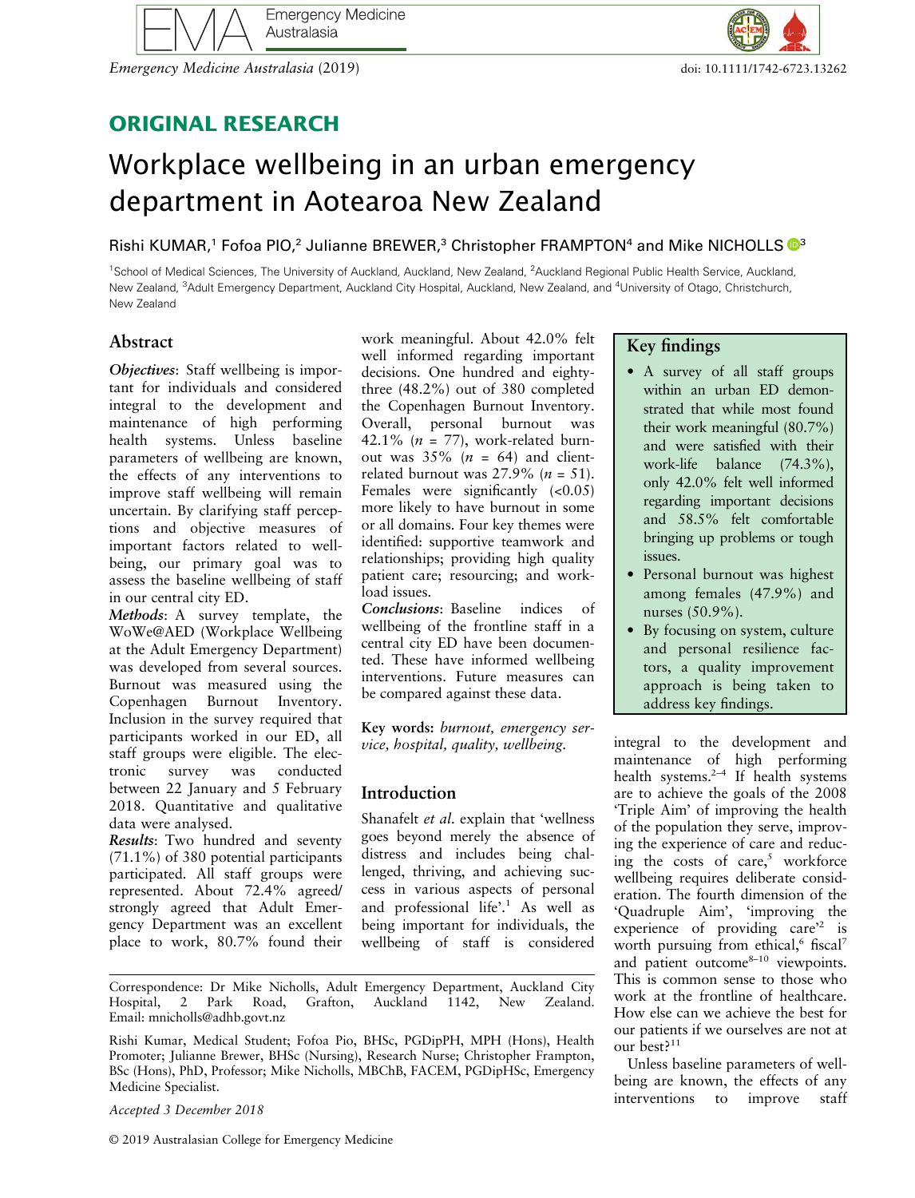ORIGINAL RESEARCH

# Workplace wellbeing in an urban emergency department in Aotearoa New Zealand

Rishi KUMAR,[1] Fofoa PIO,[2] Julianne BREWER,[3] Christopher FRAMPTON[4] and Mike NICHOLLS[3]

[1]School of Medical Sciences, The University of Auckland, Auckland, New Zealand, [2]Auckland Regional Public Health Service, Auckland, New Zealand, [3]Adult Emergency Department, Auckland City Hospital, Auckland, New Zealand, and [4]University of Otago, Christchurch, New Zealand

## Abstract

***Objectives***: Staff wellbeing is important for individuals and considered integral to the development and maintenance of high performing health systems. Unless baseline parameters of wellbeing are known, the effects of any interventions to improve staff wellbeing will remain uncertain. By clarifying staff perceptions and objective measures of important factors related to wellbeing, our primary goal was to assess the baseline wellbeing of staff in our central city ED.

***Methods***: A survey template, the WoWe@AED (Workplace Wellbeing at the Adult Emergency Department) was developed from several sources. Burnout was measured using the Copenhagen Burnout Inventory. Inclusion in the survey required that participants worked in our ED, all staff groups were eligible. The electronic survey was conducted between 22 January and 5 February 2018. Quantitative and qualitative data were analysed.

***Results***: Two hundred and seventy (71.1%) of 380 potential participants participated. All staff groups were represented. About 72.4% agreed/strongly agreed that Adult Emergency Department was an excellent place to work, 80.7% found their work meaningful. About 42.0% felt well informed regarding important decisions. One hundred and eighty-three (48.2%) out of 380 completed the Copenhagen Burnout Inventory. Overall, personal burnout was 42.1% ($n$ = 77), work-related burnout was 35% ($n$ = 64) and client-related burnout was 27.9% ($n$ = 51). Females were significantly (<0.05) more likely to have burnout in some or all domains. Four key themes were identified: supportive teamwork and relationships; providing high quality patient care; resourcing; and workload issues.

***Conclusions***: Baseline indices of wellbeing of the frontline staff in a central city ED have been documented. These have informed wellbeing interventions. Future measures can be compared against these data.

**Key words:** *burnout, emergency service, hospital, quality, wellbeing.*

## Key findings

- A survey of all staff groups within an urban ED demonstrated that while most found their work meaningful (80.7%) and were satisfied with their work-life balance (74.3%), only 42.0% felt well informed regarding important decisions and 58.5% felt comfortable bringing up problems or tough issues.
- Personal burnout was highest among females (47.9%) and nurses (50.9%).
- By focusing on system, culture and personal resilience factors, a quality improvement approach is being taken to address key findings.

## Introduction

Shanafelt *et al.* explain that 'wellness goes beyond merely the absence of distress and includes being challenged, thriving, and achieving success in various aspects of personal and professional life'.[1] As well as being important for individuals, the wellbeing of staff is considered integral to the development and maintenance of high performing health systems.[2–4] If health systems are to achieve the goals of the 2008 'Triple Aim' of improving the health of the population they serve, improving the experience of care and reducing the costs of care,[5] workforce wellbeing requires deliberate consideration. The fourth dimension of the 'Quadruple Aim', 'improving the experience of providing care'[2] is worth pursuing from ethical,[6] fiscal[7] and patient outcome[8–10] viewpoints. This is common sense to those who work at the frontline of healthcare. How else can we achieve the best for our patients if we ourselves are not at our best?[11]

Unless baseline parameters of wellbeing are known, the effects of any interventions to improve staff

Correspondence: Dr Mike Nicholls, Adult Emergency Department, Auckland City Hospital, 2 Park Road, Grafton, Auckland 1142, New Zealand. Email: mnicholls@adhb.govt.nz

Rishi Kumar, Medical Student; Fofoa Pio, BHSc, PGDipPH, MPH (Hons), Health Promoter; Julianne Brewer, BHSc (Nursing), Research Nurse; Christopher Frampton, BSc (Hons), PhD, Professor; Mike Nicholls, MBChB, FACEM, PGDipHSc, Emergency Medicine Specialist.

*Accepted 3 December 2018*

© 2019 Australasian College for Emergency Medicine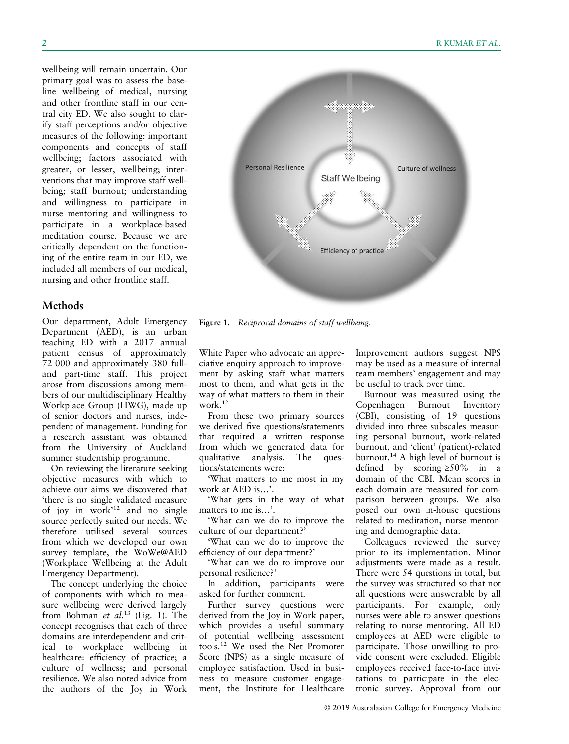wellbeing will remain uncertain. Our primary goal was to assess the baseline wellbeing of medical, nursing and other frontline staff in our central city ED. We also sought to clarify staff perceptions and/or objective measures of the following: important components and concepts of staff wellbeing; factors associated with greater, or lesser, wellbeing; interventions that may improve staff wellbeing; staff burnout; understanding and willingness to participate in nurse mentoring and willingness to participate in a workplace-based meditation course. Because we are critically dependent on the functioning of the entire team in our ED, we included all members of our medical, nursing and other frontline staff.

Personal Resilience

Staff Wellbeing

Culture of wellness

Efficiency of practice

**Figure 1.** *Reciprocal domains of staff wellbeing.*

## Methods

Our department, Adult Emergency Department (AED), is an urban teaching ED with a 2017 annual patient census of approximately 72 000 and approximately 380 full- and part-time staff. This project arose from discussions among members of our multidisciplinary Healthy Workplace Group (HWG), made up of senior doctors and nurses, independent of management. Funding for a research assistant was obtained from the University of Auckland summer studentship programme.

On reviewing the literature seeking objective measures with which to achieve our aims we discovered that 'there is no single validated measure of joy in work'[12] and no single source perfectly suited our needs. We therefore utilised several sources from which we developed our own survey template, the WoWe@AED (Workplace Wellbeing at the Adult Emergency Department).

The concept underlying the choice of components with which to measure wellbeing were derived largely from Bohman *et al.*[13] (Fig. 1). The concept recognises that each of three domains are interdependent and critical to workplace wellbeing in healthcare: efficiency of practice; a culture of wellness; and personal resilience. We also noted advice from the authors of the Joy in Work White Paper who advocate an appreciative enquiry approach to improvement by asking staff what matters most to them, and what gets in the way of what matters to them in their work.[12]

From these two primary sources we derived five questions/statements that required a written response from which we generated data for qualitative analysis. The questions/statements were:

'What matters to me most in my work at AED is…'.

'What gets in the way of what matters to me is…'.

'What can we do to improve the culture of our department?'

'What can we do to improve the efficiency of our department?'

'What can we do to improve our personal resilience?'

In addition, participants were asked for further comment.

Further survey questions were derived from the Joy in Work paper, which provides a useful summary of potential wellbeing assessment tools.[12] We used the Net Promoter Score (NPS) as a single measure of employee satisfaction. Used in business to measure customer engagement, the Institute for Healthcare Improvement authors suggest NPS may be used as a measure of internal team members' engagement and may be useful to track over time.

Burnout was measured using the Copenhagen Burnout Inventory (CBI), consisting of 19 questions divided into three subscales measuring personal burnout, work-related burnout, and 'client' (patient)-related burnout.[14] A high level of burnout is defined by scoring ≥50% in a domain of the CBI. Mean scores in each domain are measured for comparison between groups. We also posed our own in-house questions related to meditation, nurse mentoring and demographic data.

Colleagues reviewed the survey prior to its implementation. Minor adjustments were made as a result. There were 54 questions in total, but the survey was structured so that not all questions were answerable by all participants. For example, only nurses were able to answer questions relating to nurse mentoring. All ED employees at AED were eligible to participate. Those unwilling to provide consent were excluded. Eligible employees received face-to-face invitations to participate in the electronic survey. Approval from our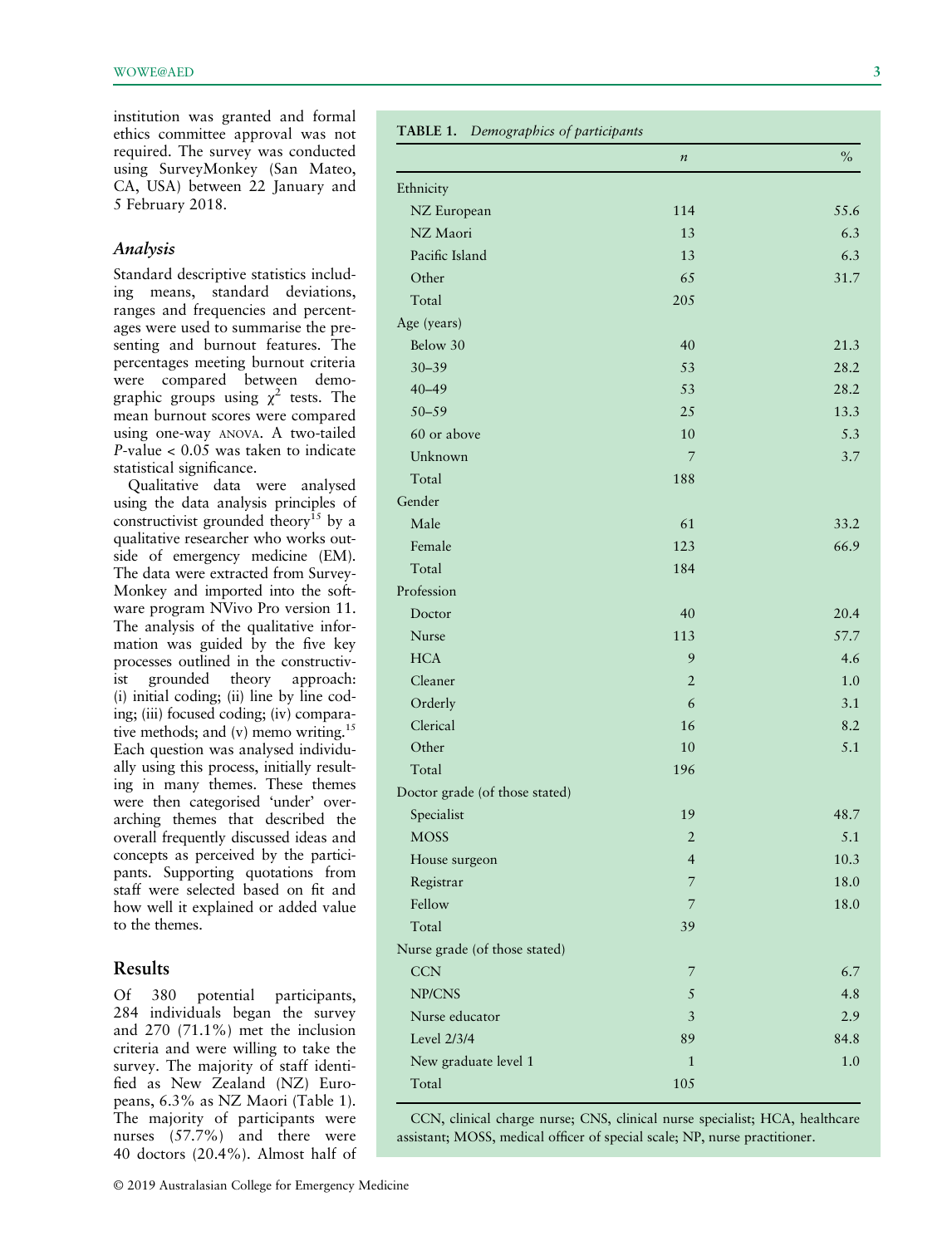institution was granted and formal ethics committee approval was not required. The survey was conducted using SurveyMonkey (San Mateo, CA, USA) between 22 January and 5 February 2018.

### Analysis

Standard descriptive statistics including means, standard deviations, ranges and frequencies and percentages were used to summarise the presenting and burnout features. The percentages meeting burnout criteria were compared between demographic groups using $\chi^2$ tests. The mean burnout scores were compared using one-way ANOVA. A two-tailed $P$-value $< 0.05$ was taken to indicate statistical significance.

Qualitative data were analysed using the data analysis principles of constructivist grounded theory[15] by a qualitative researcher who works outside of emergency medicine (EM). The data were extracted from SurveyMonkey and imported into the software program NVivo Pro version 11. The analysis of the qualitative information was guided by the five key processes outlined in the constructivist grounded theory approach: (i) initial coding; (ii) line by line coding; (iii) focused coding; (iv) comparative methods; and (v) memo writing.[15] Each question was analysed individually using this process, initially resulting in many themes. These themes were then categorised 'under' overarching themes that described the overall frequently discussed ideas and concepts as perceived by the participants. Supporting quotations from staff were selected based on fit and how well it explained or added value to the themes.

## Results

Of 380 potential participants, 284 individuals began the survey and 270 (71.1%) met the inclusion criteria and were willing to take the survey. The majority of staff identified as New Zealand (NZ) Europeans, 6.3% as NZ Maori (Table 1). The majority of participants were nurses (57.7%) and there were 40 doctors (20.4%). Almost half of

**TABLE 1.** *Demographics of participants*

| | $n$ | % |
|---|---|---|
| Ethnicity | | |
| NZ European | 114 | 55.6 |
| NZ Maori | 13 | 6.3 |
| Pacific Island | 13 | 6.3 |
| Other | 65 | 31.7 |
| Total | 205 | |
| Age (years) | | |
| Below 30 | 40 | 21.3 |
| 30–39 | 53 | 28.2 |
| 40–49 | 53 | 28.2 |
| 50–59 | 25 | 13.3 |
| 60 or above | 10 | 5.3 |
| Unknown | 7 | 3.7 |
| Total | 188 | |
| Gender | | |
| Male | 61 | 33.2 |
| Female | 123 | 66.9 |
| Total | 184 | |
| Profession | | |
| Doctor | 40 | 20.4 |
| Nurse | 113 | 57.7 |
| HCA | 9 | 4.6 |
| Cleaner | 2 | 1.0 |
| Orderly | 6 | 3.1 |
| Clerical | 16 | 8.2 |
| Other | 10 | 5.1 |
| Total | 196 | |
| Doctor grade (of those stated) | | |
| Specialist | 19 | 48.7 |
| MOSS | 2 | 5.1 |
| House surgeon | 4 | 10.3 |
| Registrar | 7 | 18.0 |
| Fellow | 7 | 18.0 |
| Total | 39 | |
| Nurse grade (of those stated) | | |
| CCN | 7 | 6.7 |
| NP/CNS | 5 | 4.8 |
| Nurse educator | 3 | 2.9 |
| Level 2/3/4 | 89 | 84.8 |
| New graduate level 1 | 1 | 1.0 |
| Total | 105 | |

CCN, clinical charge nurse; CNS, clinical nurse specialist; HCA, healthcare assistant; MOSS, medical officer of special scale; NP, nurse practitioner.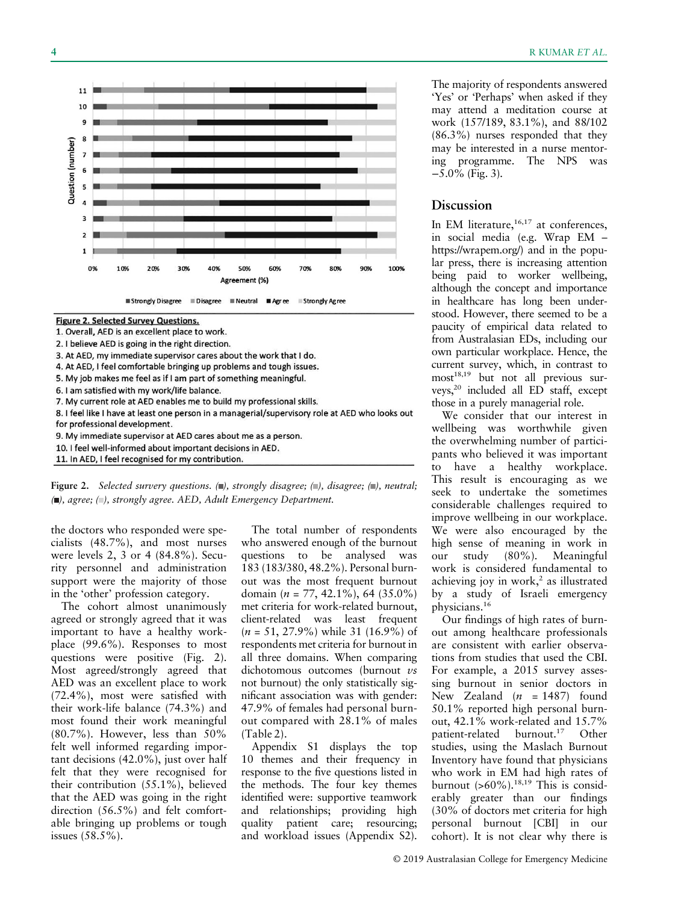11
10
9
8
7
6
5
4
3
2
1

Question (number)

0% 10% 20% 30% 40% 50% 60% 70% 80% 90% 100%

Agreement (%)

Strongly Disagree Disagree Neutral Agree Strongly Agree

**Figure 2. Selected Survey Questions.**

1. Overall, AED is an excellent place to work.
2. I believe AED is going in the right direction.
3. At AED, my immediate supervisor cares about the work that I do.
4. At AED, I feel comfortable bringing up problems and tough issues.
5. My job makes me feel as if I am part of something meaningful.
6. I am satisfied with my work/life balance.
7. My current role at AED enables me to build my professional skills.
8. I feel like I have at least one person in a managerial/supervisory role at AED who looks out for professional development.
9. My immediate supervisor at AED cares about me as a person.
10. I feel well-informed about important decisions in AED.
11. In AED, I feel recognised for my contribution.

**Figure 2.** *Selected survery questions.* (■), *strongly disagree;* (■), *disagree;* (■), *neutral;* (■), *agree;* (■), *strongly agree. AED, Adult Emergency Department.*

the doctors who responded were specialists (48.7%), and most nurses were levels 2, 3 or 4 (84.8%). Security personnel and administration support were the majority of those in the 'other' profession category.

The cohort almost unanimously agreed or strongly agreed that it was important to have a healthy workplace (99.6%). Responses to most questions were positive (Fig. 2). Most agreed/strongly agreed that AED was an excellent place to work (72.4%), most were satisfied with their work-life balance (74.3%) and most found their work meaningful (80.7%). However, less than 50% felt well informed regarding important decisions (42.0%), just over half felt that they were recognised for their contribution (55.1%), believed that the AED was going in the right direction (56.5%) and felt comfortable bringing up problems or tough issues (58.5%).

The total number of respondents who answered enough of the burnout questions to be analysed was 183 (183/380, 48.2%). Personal burnout was the most frequent burnout domain ($n$ = 77, 42.1%), 64 (35.0%) met criteria for work-related burnout, client-related was least frequent ($n$ = 51, 27.9%) while 31 (16.9%) of respondents met criteria for burnout in all three domains. When comparing dichotomous outcomes (burnout *vs* not burnout) the only statistically significant association was with gender: 47.9% of females had personal burnout compared with 28.1% of males (Table 2).

Appendix S1 displays the top 10 themes and their frequency in response to the five questions listed in the methods. The four key themes identified were: supportive teamwork and relationships; providing high quality patient care; resourcing; and workload issues (Appendix S2).

The majority of respondents answered 'Yes' or 'Perhaps' when asked if they may attend a meditation course at work (157/189, 83.1%), and 88/102 (86.3%) nurses responded that they may be interested in a nurse mentoring programme. The NPS was −5.0% (Fig. 3).

## Discussion

In EM literature,[16,17] at conferences, in social media (e.g. Wrap EM – https://wrapem.org/) and in the popular press, there is increasing attention being paid to worker wellbeing, although the concept and importance in healthcare has long been understood. However, there seemed to be a paucity of empirical data related to from Australasian EDs, including our own particular workplace. Hence, the current survey, which, in contrast to most[18,19] but not all previous surveys,[20] included all ED staff, except those in a purely managerial role.

We consider that our interest in wellbeing was worthwhile given the overwhelming number of participants who believed it was important to have a healthy workplace. This result is encouraging as we seek to undertake the sometimes considerable challenges required to improve wellbeing in our workplace. We were also encouraged by the high sense of meaning in work in our study (80%). Meaningful work is considered fundamental to achieving joy in work,[2] as illustrated by a study of Israeli emergency physicians.[16]

Our findings of high rates of burnout among healthcare professionals are consistent with earlier observations from studies that used the CBI. For example, a 2015 survey assessing burnout in senior doctors in New Zealand ($n$ = 1487) found 50.1% reported high personal burnout, 42.1% work-related and 15.7% patient-related burnout.[17] Other studies, using the Maslach Burnout Inventory have found that physicians who work in EM had high rates of burnout (>60%).[18,19] This is considerably greater than our findings (30% of doctors met criteria for high personal burnout [CBI] in our cohort). It is not clear why there is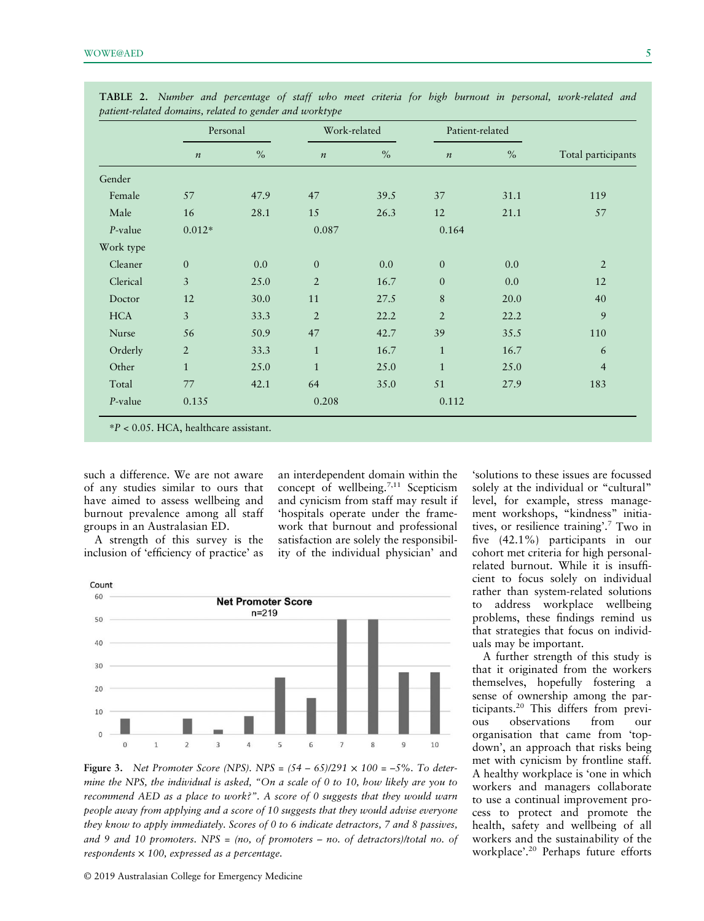**TABLE 2.** *Number and percentage of staff who meet criteria for high burnout in personal, work-related and patient-related domains, related to gender and worktype*

| | Personal | | Work-related | | Patient-related | | Total participants |
|---|---|---|---|---|---|---|---|
| | *n* | % | *n* | % | *n* | % | |
| Gender | | | | | | | |
| Female | 57 | 47.9 | 47 | 39.5 | 37 | 31.1 | 119 |
| Male | 16 | 28.1 | 15 | 26.3 | 12 | 21.1 | 57 |
| *P*-value | 0.012* | | 0.087 | | 0.164 | | |
| Work type | | | | | | | |
| Cleaner | 0 | 0.0 | 0 | 0.0 | 0 | 0.0 | 2 |
| Clerical | 3 | 25.0 | 2 | 16.7 | 0 | 0.0 | 12 |
| Doctor | 12 | 30.0 | 11 | 27.5 | 8 | 20.0 | 40 |
| HCA | 3 | 33.3 | 2 | 22.2 | 2 | 22.2 | 9 |
| Nurse | 56 | 50.9 | 47 | 42.7 | 39 | 35.5 | 110 |
| Orderly | 2 | 33.3 | 1 | 16.7 | 1 | 16.7 | 6 |
| Other | 1 | 25.0 | 1 | 25.0 | 1 | 25.0 | 4 |
| Total | 77 | 42.1 | 64 | 35.0 | 51 | 27.9 | 183 |
| *P*-value | 0.135 | | 0.208 | | 0.112 | | |

*$P < 0.05$. HCA, healthcare assistant.

such a difference. We are not aware of any studies similar to ours that have aimed to assess wellbeing and burnout prevalence among all staff groups in an Australasian ED.

A strength of this survey is the inclusion of 'efficiency of practice' as an interdependent domain within the concept of wellbeing.[7,11] Scepticism and cynicism from staff may result if 'hospitals operate under the framework that burnout and professional satisfaction are solely the responsibility of the individual physician' and 'solutions to these issues are focussed solely at the individual or "cultural" level, for example, stress management workshops, "kindness" initiatives, or resilience training'.[7] Two in five (42.1%) participants in our cohort met criteria for high personal-related burnout. While it is insufficient to focus solely on individual rather than system-related solutions to address workplace wellbeing problems, these findings remind us that strategies that focus on individuals may be important.

A further strength of this study is that it originated from the workers themselves, hopefully fostering a sense of ownership among the participants.[20] This differs from previous observations from our organisation that came from 'top-down', an approach that risks being met with cynicism by frontline staff. A healthy workplace is 'one in which workers and managers collaborate to use a continual improvement process to protect and promote the health, safety and wellbeing of all workers and the sustainability of the workplace'.[20] Perhaps future efforts

Count
Net Promoter Score
n=219
0 10 20 30 40 50 60
0 1 2 3 4 5 6 7 8 9 10

**Figure 3.** *Net Promoter Score (NPS). NPS = (54 − 65)/291 × 100 = −5%. To determine the NPS, the individual is asked, "On a scale of 0 to 10, how likely are you to recommend AED as a place to work?". A score of 0 suggests that they would warn people away from applying and a score of 10 suggests that they would advise everyone they know to apply immediately. Scores of 0 to 6 indicate detractors, 7 and 8 passives, and 9 and 10 promoters. NPS = (no, of promoters − no. of detractors)/total no. of respondents × 100, expressed as a percentage.*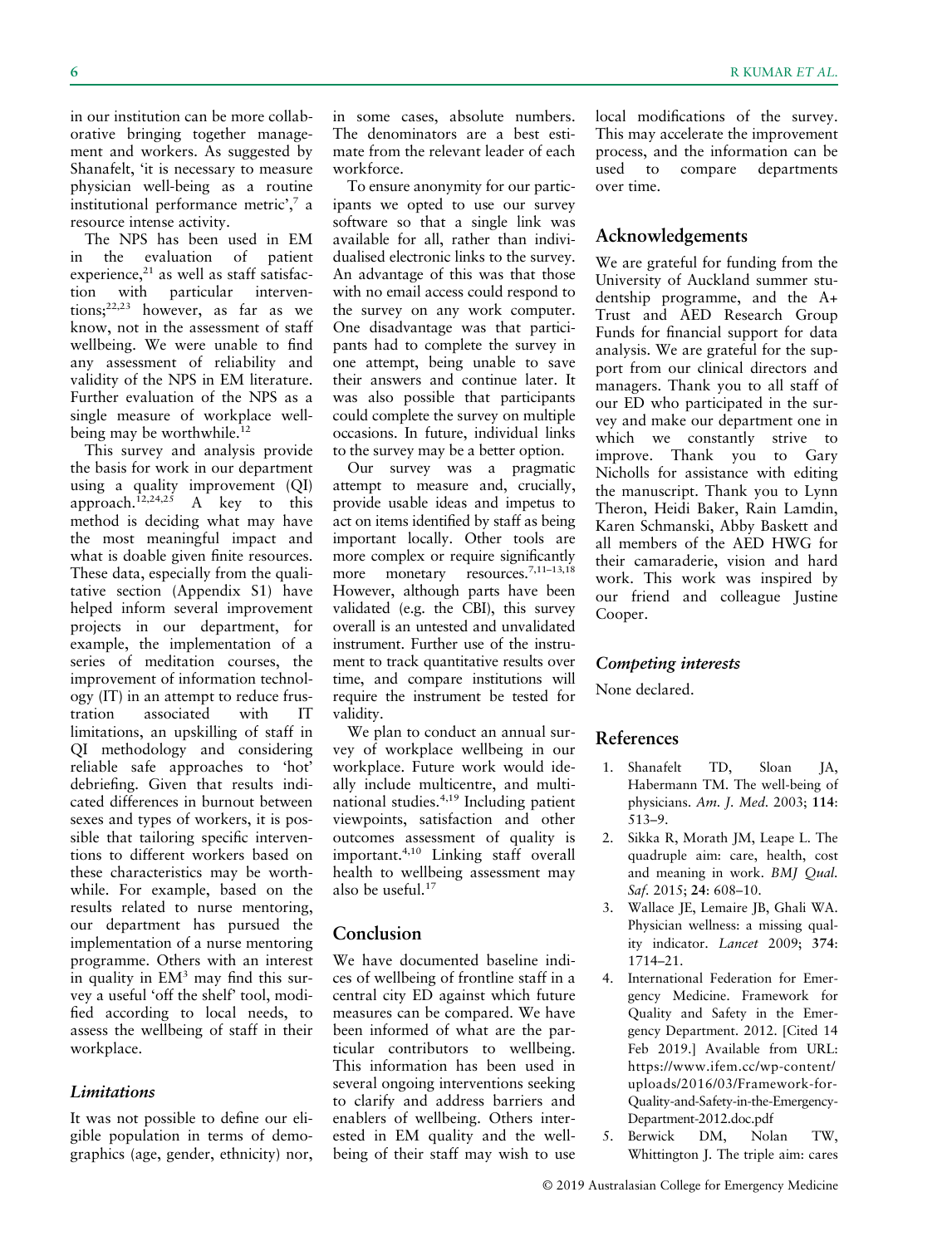in our institution can be more collaborative bringing together management and workers. As suggested by Shanafelt, 'it is necessary to measure physician well-being as a routine institutional performance metric',[7] a resource intense activity.

The NPS has been used in EM in the evaluation of patient experience,[21] as well as staff satisfaction with particular interventions;[22,23] however, as far as we know, not in the assessment of staff wellbeing. We were unable to find any assessment of reliability and validity of the NPS in EM literature. Further evaluation of the NPS as a single measure of workplace wellbeing may be worthwhile.[12]

This survey and analysis provide the basis for work in our department using a quality improvement (QI) approach.[12,24,25] A key to this method is deciding what may have the most meaningful impact and what is doable given finite resources. These data, especially from the qualitative section (Appendix S1) have helped inform several improvement projects in our department, for example, the implementation of a series of meditation courses, the improvement of information technology (IT) in an attempt to reduce frustration associated with IT limitations, an upskilling of staff in QI methodology and considering reliable safe approaches to 'hot' debriefing. Given that results indicated differences in burnout between sexes and types of workers, it is possible that tailoring specific interventions to different workers based on these characteristics may be worthwhile. For example, based on the results related to nurse mentoring, our department has pursued the implementation of a nurse mentoring programme. Others with an interest in quality in EM[3] may find this survey a useful 'off the shelf' tool, modified according to local needs, to assess the wellbeing of staff in their workplace.

### *Limitations*

It was not possible to define our eligible population in terms of demographics (age, gender, ethnicity) nor, in some cases, absolute numbers. The denominators are a best estimate from the relevant leader of each workforce.

To ensure anonymity for our participants we opted to use our survey software so that a single link was available for all, rather than individualised electronic links to the survey. An advantage of this was that those with no email access could respond to the survey on any work computer. One disadvantage was that participants had to complete the survey in one attempt, being unable to save their answers and continue later. It was also possible that participants could complete the survey on multiple occasions. In future, individual links to the survey may be a better option.

Our survey was a pragmatic attempt to measure and, crucially, provide usable ideas and impetus to act on items identified by staff as being important locally. Other tools are more complex or require significantly more monetary resources.[7,11–13,18] However, although parts have been validated (e.g. the CBI), this survey overall is an untested and unvalidated instrument. Further use of the instrument to track quantitative results over time, and compare institutions will require the instrument be tested for validity.

We plan to conduct an annual survey of workplace wellbeing in our workplace. Future work would ideally include multicentre, and multinational studies.[4,19] Including patient viewpoints, satisfaction and other outcomes assessment of quality is important.[4,10] Linking staff overall health to wellbeing assessment may also be useful.[17]

## Conclusion

We have documented baseline indices of wellbeing of frontline staff in a central city ED against which future measures can be compared. We have been informed of what are the particular contributors to wellbeing. This information has been used in several ongoing interventions seeking to clarify and address barriers and enablers of wellbeing. Others interested in EM quality and the wellbeing of their staff may wish to use local modifications of the survey. This may accelerate the improvement process, and the information can be used to compare departments over time.

## Acknowledgements

We are grateful for funding from the University of Auckland summer studentship programme, and the A+ Trust and AED Research Group Funds for financial support for data analysis. We are grateful for the support from our clinical directors and managers. Thank you to all staff of our ED who participated in the survey and make our department one in which we constantly strive to improve. Thank you to Gary Nicholls for assistance with editing the manuscript. Thank you to Lynn Theron, Heidi Baker, Rain Lamdin, Karen Schmanski, Abby Baskett and all members of the AED HWG for their camaraderie, vision and hard work. This work was inspired by our friend and colleague Justine Cooper.

### *Competing interests*

None declared.

## References

1. Shanafelt TD, Sloan JA, Habermann TM. The well-being of physicians. *Am. J. Med.* 2003; **114**: 513–9.
2. Sikka R, Morath JM, Leape L. The quadruple aim: care, health, cost and meaning in work. *BMJ Qual. Saf.* 2015; **24**: 608–10.
3. Wallace JE, Lemaire JB, Ghali WA. Physician wellness: a missing quality indicator. *Lancet* 2009; **374**: 1714–21.
4. International Federation for Emergency Medicine. Framework for Quality and Safety in the Emergency Department. 2012. [Cited 14 Feb 2019.] Available from URL: https://www.ifem.cc/wp-content/uploads/2016/03/Framework-for-Quality-and-Safety-in-the-Emergency-Department-2012.doc.pdf
5. Berwick DM, Nolan TW, Whittington J. The triple aim: cares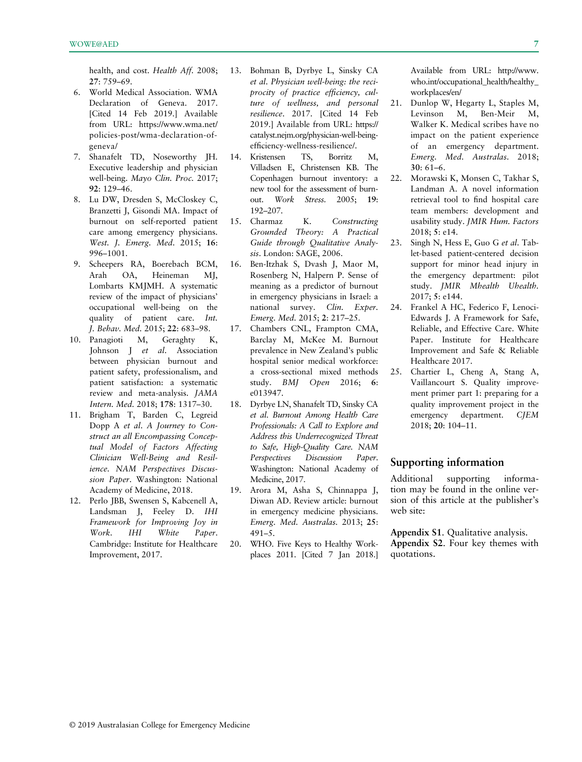health, and cost. *Health Aff*. 2008; **27**: 759–69.

6. World Medical Association. WMA Declaration of Geneva. 2017. [Cited 14 Feb 2019.] Available from URL: https://www.wma.net/policies-post/wma-declaration-of-geneva/
7. Shanafelt TD, Noseworthy JH. Executive leadership and physician well-being. *Mayo Clin. Proc*. 2017; **92**: 129–46.
8. Lu DW, Dresden S, McCloskey C, Branzetti J, Gisondi MA. Impact of burnout on self-reported patient care among emergency physicians. *West. J. Emerg. Med*. 2015; **16**: 996–1001.
9. Scheepers RA, Boerebach BCM, Arah OA, Heineman MJ, Lombarts KMJMH. A systematic review of the impact of physicians' occupational well-being on the quality of patient care. *Int. J. Behav. Med*. 2015; **22**: 683–98.
10. Panagioti M, Geraghty K, Johnson J *et al*. Association between physician burnout and patient safety, professionalism, and patient satisfaction: a systematic review and meta-analysis. *JAMA Intern. Med*. 2018; **178**: 1317–30.
11. Brigham T, Barden C, Legreid Dopp A *et al*. *A Journey to Construct an all Encompassing Conceptual Model of Factors Affecting Clinician Well-Being and Resilience*. *NAM Perspectives Discussion Paper*. Washington: National Academy of Medicine, 2018.
12. Perlo JBB, Swensen S, Kabcenell A, Landsman J, Feeley D. *IHI Framework for Improving Joy in Work*. *IHI White Paper*. Cambridge: Institute for Healthcare Improvement, 2017.
13. Bohman B, Dyrbye L, Sinsky CA *et al*. *Physician well-being: the reciprocity of practice efficiency, culture of wellness, and personal resilience*. 2017. [Cited 14 Feb 2019.] Available from URL: https://catalyst.nejm.org/physician-well-being-efficiency-wellness-resilience/.
14. Kristensen TS, Borritz M, Villadsen E, Christensen KB. The Copenhagen burnout inventory: a new tool for the assessment of burnout. *Work Stress*. 2005; **19**: 192–207.
15. Charmaz K. *Constructing Grounded Theory: A Practical Guide through Qualitative Analysis*. London: SAGE, 2006.
16. Ben-Itzhak S, Dvash J, Maor M, Rosenberg N, Halpern P. Sense of meaning as a predictor of burnout in emergency physicians in Israel: a national survey. *Clin. Exper. Emerg. Med*. 2015; **2**: 217–25.
17. Chambers CNL, Frampton CMA, Barclay M, McKee M. Burnout prevalence in New Zealand's public hospital senior medical workforce: a cross-sectional mixed methods study. *BMJ Open* 2016; **6**: e013947.
18. Dyrbye LN, Shanafelt TD, Sinsky CA *et al*. *Burnout Among Health Care Professionals: A Call to Explore and Address this Underrecognized Threat to Safe, High-Quality Care*. *NAM Perspectives Discussion Paper*. Washington: National Academy of Medicine, 2017.
19. Arora M, Asha S, Chinnappa J, Diwan AD. Review article: burnout in emergency medicine physicians. *Emerg. Med. Australas*. 2013; **25**: 491–5.
20. WHO. Five Keys to Healthy Workplaces 2011. [Cited 7 Jan 2018.] Available from URL: http://www.who.int/occupational_health/healthy_workplaces/en/
21. Dunlop W, Hegarty L, Staples M, Levinson M, Ben-Meir M, Walker K. Medical scribes have no impact on the patient experience of an emergency department. *Emerg. Med. Australas*. 2018; **30**: 61–6.
22. Morawski K, Monsen C, Takhar S, Landman A. A novel information retrieval tool to find hospital care team members: development and usability study. *JMIR Hum. Factors* 2018; **5**: e14.
23. Singh N, Hess E, Guo G *et al*. Tablet-based patient-centered decision support for minor head injury in the emergency department: pilot study. *JMIR Mhealth Uhealth*. 2017; **5**: e144.
24. Frankel A HC, Federico F, Lenoci-Edwards J. A Framework for Safe, Reliable, and Effective Care. White Paper. Institute for Healthcare Improvement and Safe & Reliable Healthcare 2017.
25. Chartier L, Cheng A, Stang A, Vaillancourt S. Quality improvement primer part 1: preparing for a quality improvement project in the emergency department. *CJEM* 2018; **20**: 104–11.

## Supporting information

Additional supporting information may be found in the online version of this article at the publisher's web site:

**Appendix S1**. Qualitative analysis.
**Appendix S2**. Four key themes with quotations.